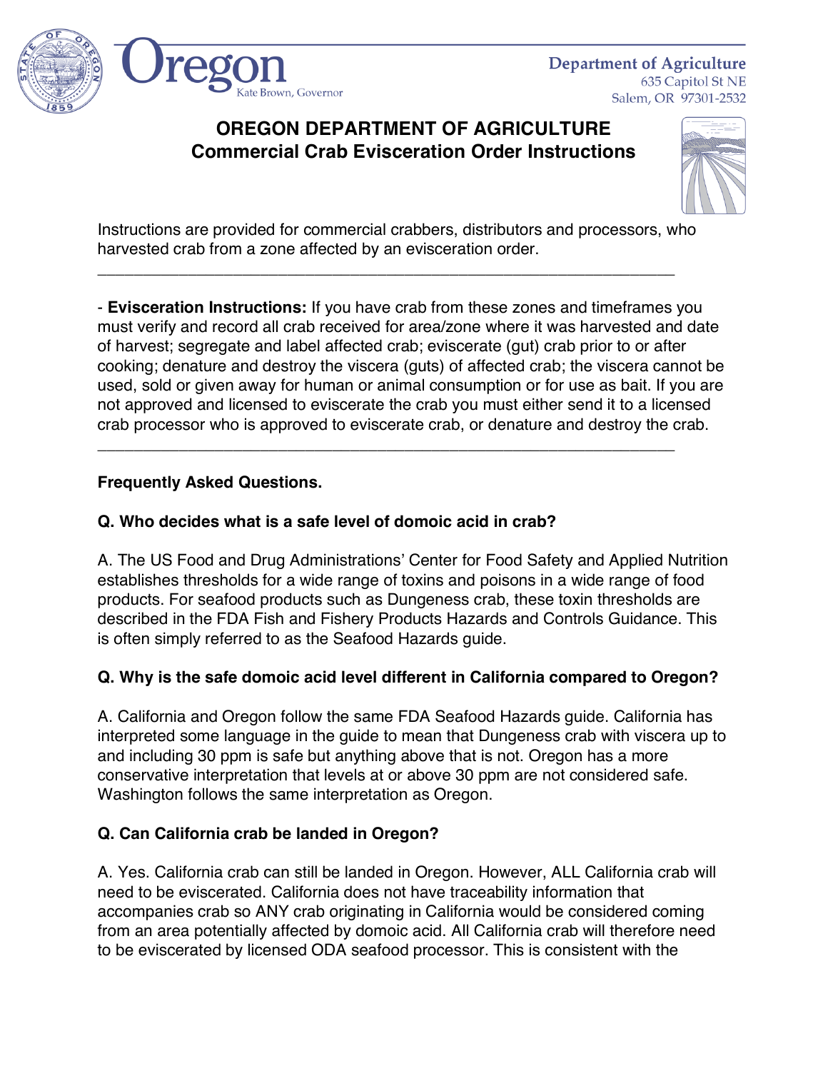Oregon
Kate Brown, Governor

Department of Agriculture
635 Capitol St NE
Salem, OR 97301-2532

# OREGON DEPARTMENT OF AGRICULTURE
## Commercial Crab Evisceration Order Instructions

Instructions are provided for commercial crabbers, distributors and processors, who harvested crab from a zone affected by an evisceration order.

---

- **Evisceration Instructions:** If you have crab from these zones and timeframes you must verify and record all crab received for area/zone where it was harvested and date of harvest; segregate and label affected crab; eviscerate (gut) crab prior to or after cooking; denature and destroy the viscera (guts) of affected crab; the viscera cannot be used, sold or given away for human or animal consumption or for use as bait. If you are not approved and licensed to eviscerate the crab you must either send it to a licensed crab processor who is approved to eviscerate crab, or denature and destroy the crab.

---

**Frequently Asked Questions.**

**Q. Who decides what is a safe level of domoic acid in crab?**

A. The US Food and Drug Administrations' Center for Food Safety and Applied Nutrition establishes thresholds for a wide range of toxins and poisons in a wide range of food products. For seafood products such as Dungeness crab, these toxin thresholds are described in the FDA Fish and Fishery Products Hazards and Controls Guidance. This is often simply referred to as the Seafood Hazards guide.

**Q. Why is the safe domoic acid level different in California compared to Oregon?**

A. California and Oregon follow the same FDA Seafood Hazards guide. California has interpreted some language in the guide to mean that Dungeness crab with viscera up to and including 30 ppm is safe but anything above that is not. Oregon has a more conservative interpretation that levels at or above 30 ppm are not considered safe. Washington follows the same interpretation as Oregon.

**Q. Can California crab be landed in Oregon?**

A. Yes. California crab can still be landed in Oregon. However, ALL California crab will need to be eviscerated. California does not have traceability information that accompanies crab so ANY crab originating in California would be considered coming from an area potentially affected by domoic acid. All California crab will therefore need to be eviscerated by licensed ODA seafood processor. This is consistent with the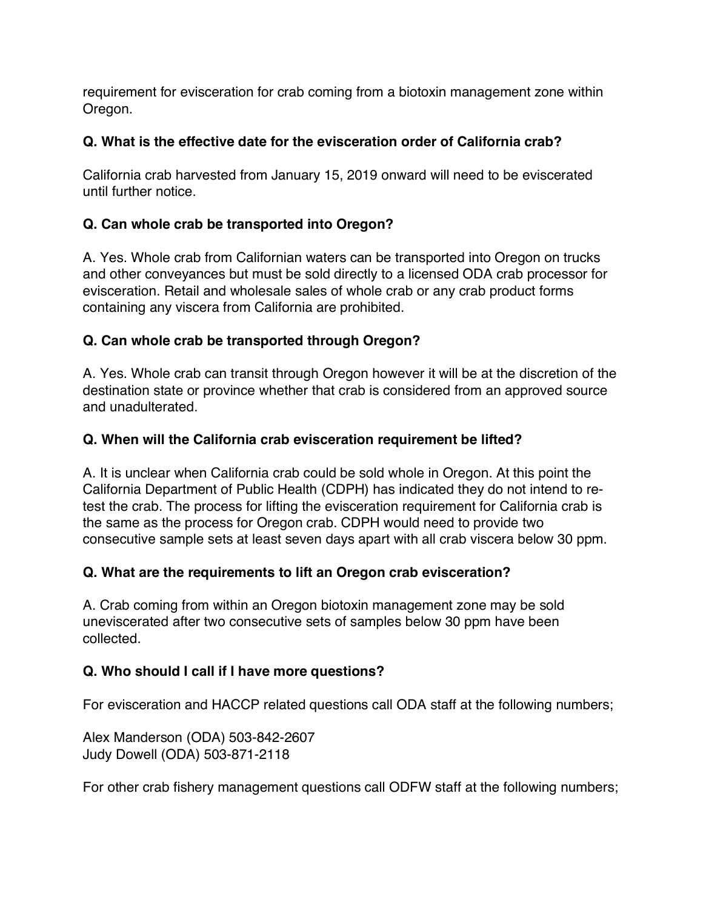requirement for evisceration for crab coming from a biotoxin management zone within Oregon.

**Q. What is the effective date for the evisceration order of California crab?**

California crab harvested from January 15, 2019 onward will need to be eviscerated until further notice.

**Q. Can whole crab be transported into Oregon?**

A. Yes. Whole crab from Californian waters can be transported into Oregon on trucks and other conveyances but must be sold directly to a licensed ODA crab processor for evisceration. Retail and wholesale sales of whole crab or any crab product forms containing any viscera from California are prohibited.

**Q. Can whole crab be transported through Oregon?**

A. Yes. Whole crab can transit through Oregon however it will be at the discretion of the destination state or province whether that crab is considered from an approved source and unadulterated.

**Q. When will the California crab evisceration requirement be lifted?**

A. It is unclear when California crab could be sold whole in Oregon. At this point the California Department of Public Health (CDPH) has indicated they do not intend to re-test the crab. The process for lifting the evisceration requirement for California crab is the same as the process for Oregon crab. CDPH would need to provide two consecutive sample sets at least seven days apart with all crab viscera below 30 ppm.

**Q. What are the requirements to lift an Oregon crab evisceration?**

A. Crab coming from within an Oregon biotoxin management zone may be sold uneviscerated after two consecutive sets of samples below 30 ppm have been collected.

**Q. Who should I call if I have more questions?**

For evisceration and HACCP related questions call ODA staff at the following numbers;

Alex Manderson (ODA) 503-842-2607
Judy Dowell (ODA) 503-871-2118

For other crab fishery management questions call ODFW staff at the following numbers;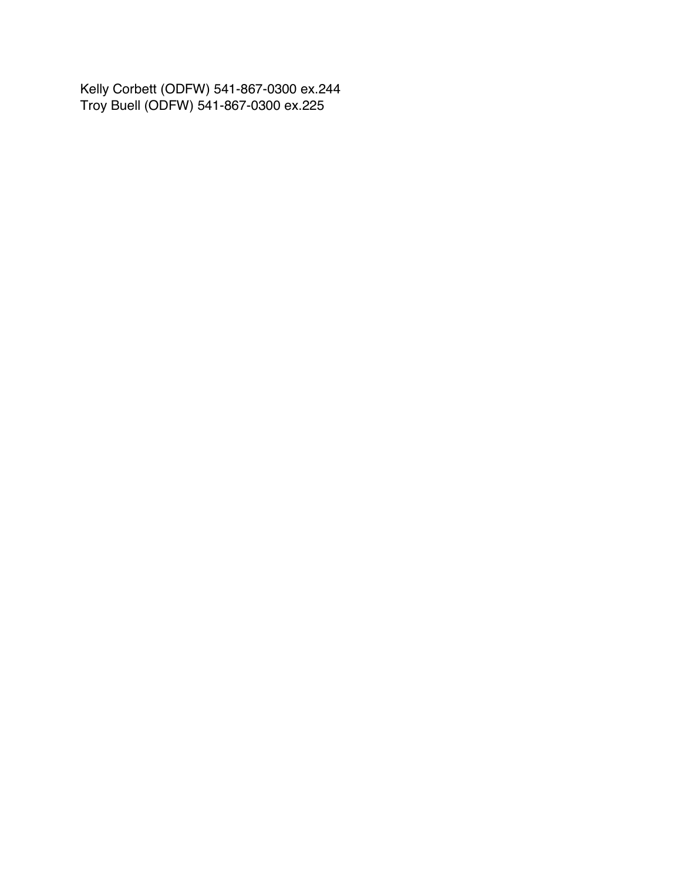Kelly Corbett (ODFW) 541-867-0300 ex.244
Troy Buell (ODFW) 541-867-0300 ex.225